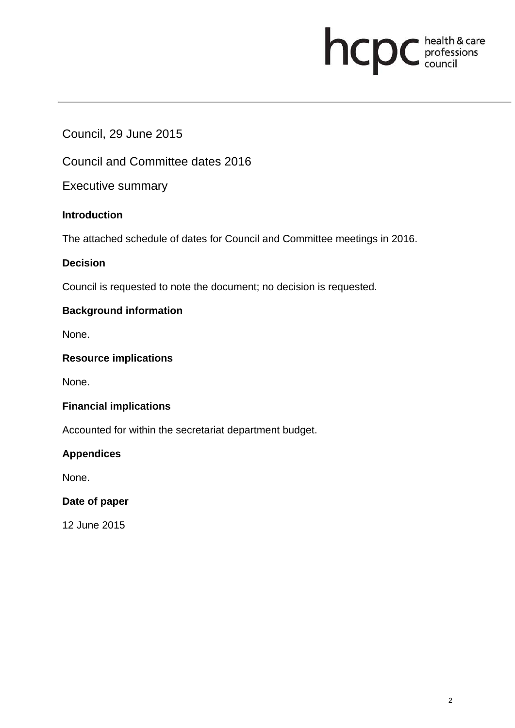Council, 29 June 2015

# Council and Committee dates 2016

## Executive summary

### Introduction

The attached schedule of dates for Council and Committee meetings in 2016.

### Decision

Council is requested to note the document; no decision is requested.

### Background information

None.

### Resource implications

None.

### Financial implications

Accounted for within the secretariat department budget.

### Appendices

None.

### Date of paper

12 June 2015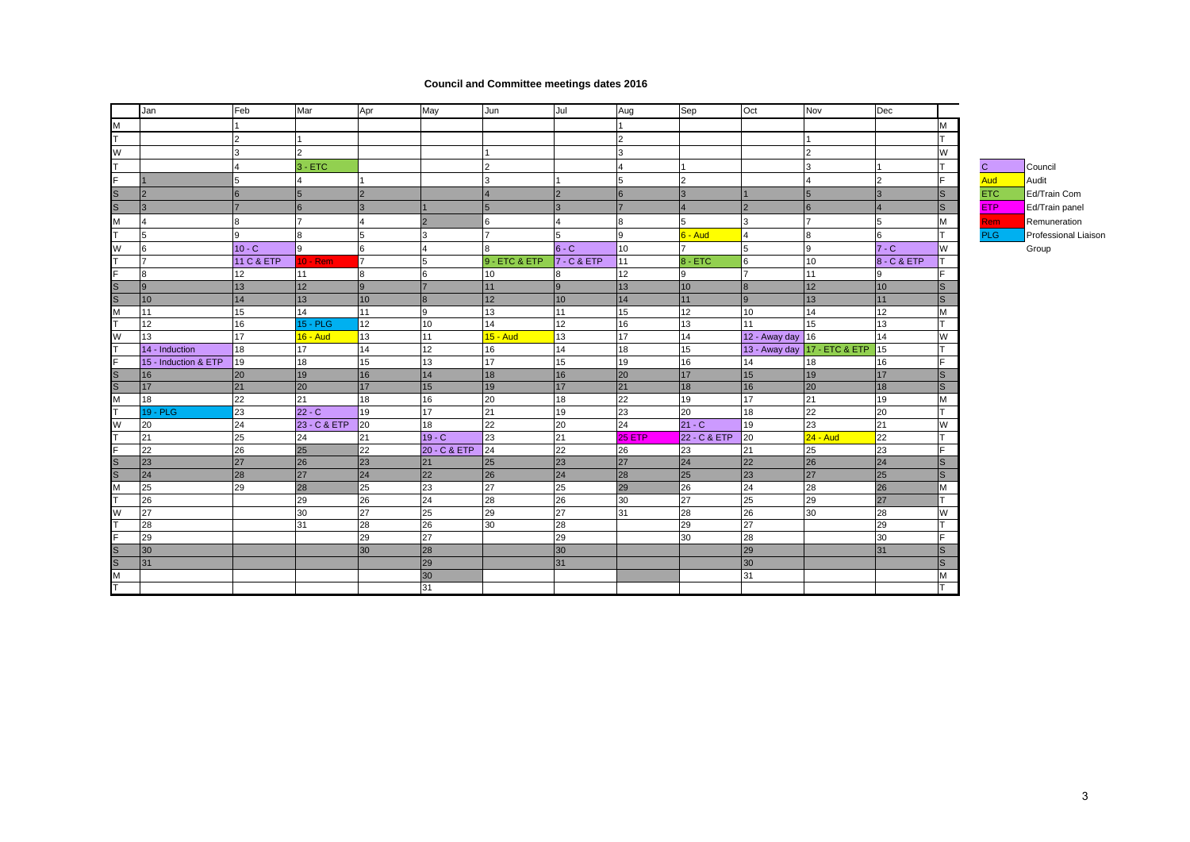## Council and Committee meetings dates 2016

| | Jan | Feb | Mar | Apr | May | Jun | Jul | Aug | Sep | Oct | Nov | Dec | |
|---|---|---|---|---|---|---|---|---|---|---|---|---|---|
| M | | 1 | | | | | | 1 | | | | | M |
| T | | 2 | 1 | | | | | 2 | | | 1 | | T |
| W | | 3 | 2 | | | 1 | | 3 | | | 2 | | W |
| T | | 4 | 3 - ETC | | | 2 | | 4 | 1 | | 3 | 1 | T |
| F | 1 | 5 | 4 | 1 | | 3 | 1 | 5 | 2 | | 4 | 2 | F |
| S | 2 | 6 | 5 | 2 | | 4 | 2 | 6 | 3 | 1 | 5 | 3 | S |
| S | 3 | 7 | 6 | 3 | 1 | 5 | 3 | 7 | 4 | 2 | 6 | 4 | S |
| M | 4 | 8 | 7 | 4 | 2 | 6 | 4 | 8 | 5 | 3 | 7 | 5 | M |
| T | 5 | 9 | 8 | 5 | 3 | 7 | 5 | 9 | 6 - Aud | 4 | 8 | 6 | T |
| W | 6 | 10 - C | 9 | 6 | 4 | 8 | 6 - C | 10 | 7 | 5 | 9 | 7 - C | W |
| T | 7 | 11 C & ETP | 10 - Rem | 7 | 5 | 9 - ETC & ETP | 7 - C & ETP | 11 | 8 - ETC | 6 | 10 | 8 - C & ETP | T |
| F | 8 | 12 | 11 | 8 | 6 | 10 | 8 | 12 | 9 | 7 | 11 | 9 | F |
| S | 9 | 13 | 12 | 9 | 7 | 11 | 9 | 13 | 10 | 8 | 12 | 10 | S |
| S | 10 | 14 | 13 | 10 | 8 | 12 | 10 | 14 | 11 | 9 | 13 | 11 | S |
| M | 11 | 15 | 14 | 11 | 9 | 13 | 11 | 15 | 12 | 10 | 14 | 12 | M |
| T | 12 | 16 | 15 - PLG | 12 | 10 | 14 | 12 | 16 | 13 | 11 | 15 | 13 | T |
| W | 13 | 17 | 16 - Aud | 13 | 11 | 15 - Aud | 13 | 17 | 14 | 12 - Away day | 16 | 14 | W |
| T | 14 - Induction | 18 | 17 | 14 | 12 | 16 | 14 | 18 | 15 | 13 - Away day | 17 - ETC & ETP | 15 | T |
| F | 15 - Induction & ETP | 19 | 18 | 15 | 13 | 17 | 15 | 19 | 16 | 14 | 18 | 16 | F |
| S | 16 | 20 | 19 | 16 | 14 | 18 | 16 | 20 | 17 | 15 | 19 | 17 | S |
| S | 17 | 21 | 20 | 17 | 15 | 19 | 17 | 21 | 18 | 16 | 20 | 18 | S |
| M | 18 | 22 | 21 | 18 | 16 | 20 | 18 | 22 | 19 | 17 | 21 | 19 | M |
| T | 19 - PLG | 23 | 22 - C | 19 | 17 | 21 | 19 | 23 | 20 | 18 | 22 | 20 | T |
| W | 20 | 24 | 23 - C & ETP | 20 | 18 | 22 | 20 | 24 | 21 - C | 19 | 23 | 21 | W |
| T | 21 | 25 | 24 | 21 | 19 - C | 23 | 21 | 25 ETP | 22 - C & ETP | 20 | 24 - Aud | 22 | T |
| F | 22 | 26 | 25 | 22 | 20 - C & ETP | 24 | 22 | 26 | 23 | 21 | 25 | 23 | F |
| S | 23 | 27 | 26 | 23 | 21 | 25 | 23 | 27 | 24 | 22 | 26 | 24 | S |
| S | 24 | 28 | 27 | 24 | 22 | 26 | 24 | 28 | 25 | 23 | 27 | 25 | S |
| M | 25 | 29 | 28 | 25 | 23 | 27 | 25 | 29 | 26 | 24 | 28 | 26 | M |
| T | 26 | | 29 | 26 | 24 | 28 | 26 | 30 | 27 | 25 | 29 | 27 | T |
| W | 27 | | 30 | 27 | 25 | 29 | 27 | 31 | 28 | 26 | 30 | 28 | W |
| T | 28 | | 31 | 28 | 26 | 30 | 28 | | 29 | 27 | | 29 | T |
| F | 29 | | | 29 | 27 | | 29 | | 30 | 28 | | 30 | F |
| S | 30 | | | 30 | 28 | | 30 | | | 29 | | 31 | S |
| S | 31 | | | | 29 | | 31 | | | 30 | | | S |
| M | | | | | 30 | | | | | 31 | | | M |
| T | | | | | 31 | | | | | | | | T |

| | |
|---|---|
| C | Council |
| Aud | Audit |
| ETC | Ed/Train Com |
| ETP | Ed/Train panel |
| Rem | Remuneration |
| PLG | Professional Liaison Group |